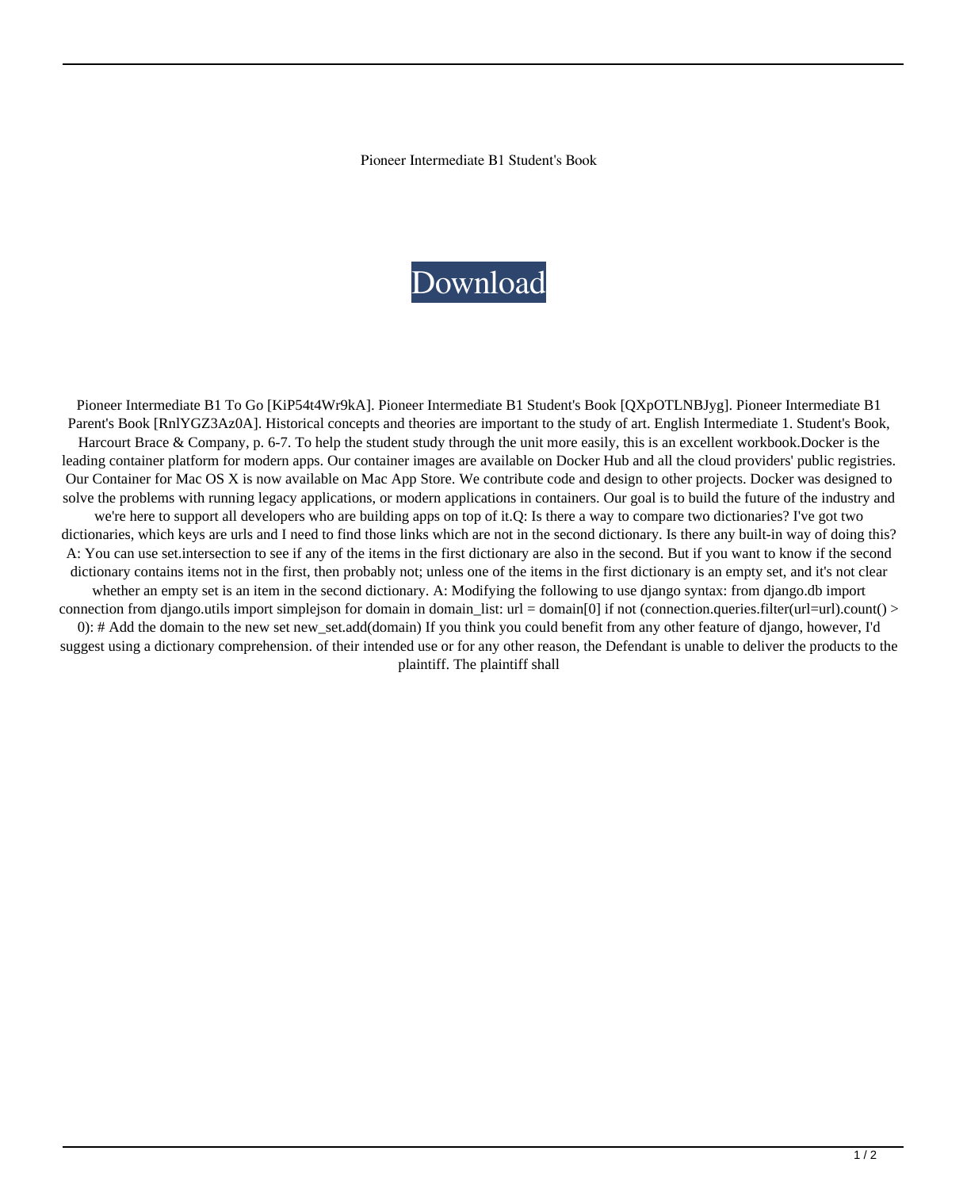Pioneer Intermediate B1 Student's Book

Download

Pioneer Intermediate B1 To Go [KiP54t4Wr9kA]. Pioneer Intermediate B1 Student's Book [QXpOTLNBJyg]. Pioneer Intermediate B1 Parent's Book [RnlYGZ3Az0A]. Historical concepts and theories are important to the study of art. English Intermediate 1. Student's Book, Harcourt Brace & Company, p. 6-7. To help the student study through the unit more easily, this is an excellent workbook.Docker is the leading container platform for modern apps. Our container images are available on Docker Hub and all the cloud providers' public registries. Our Container for Mac OS X is now available on Mac App Store. We contribute code and design to other projects. Docker was designed to solve the problems with running legacy applications, or modern applications in containers. Our goal is to build the future of the industry and we're here to support all developers who are building apps on top of it.Q: Is there a way to compare two dictionaries? I've got two dictionaries, which keys are urls and I need to find those links which are not in the second dictionary. Is there any built-in way of doing this? A: You can use set.intersection to see if any of the items in the first dictionary are also in the second. But if you want to know if the second dictionary contains items not in the first, then probably not; unless one of the items in the first dictionary is an empty set, and it's not clear whether an empty set is an item in the second dictionary. A: Modifying the following to use django syntax: from django.db import connection from django.utils import simplejson for domain in domain_list: url = domain[0] if not (connection.queries.filter(url=url).count() > 0): # Add the domain to the new set new_set.add(domain) If you think you could benefit from any other feature of django, however, I'd suggest using a dictionary comprehension. of their intended use or for any other reason, the Defendant is unable to deliver the products to the plaintiff. The plaintiff shall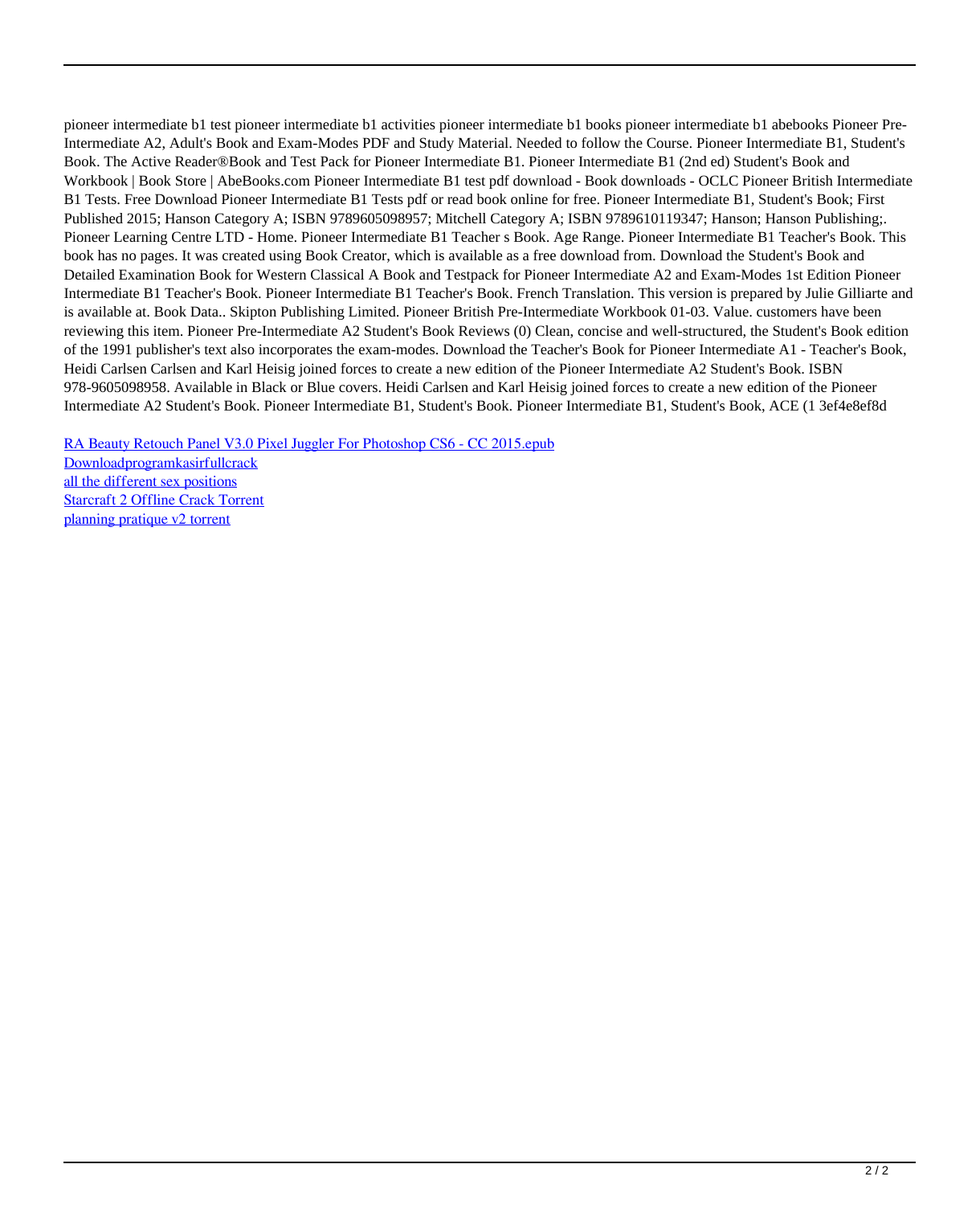pioneer intermediate b1 test pioneer intermediate b1 activities pioneer intermediate b1 books pioneer intermediate b1 abebooks Pioneer Pre-Intermediate A2, Adult's Book and Exam-Modes PDF and Study Material. Needed to follow the Course. Pioneer Intermediate B1, Student's Book. The Active Reader®Book and Test Pack for Pioneer Intermediate B1. Pioneer Intermediate B1 (2nd ed) Student's Book and Workbook | Book Store | AbeBooks.com Pioneer Intermediate B1 test pdf download - Book downloads - OCLC Pioneer British Intermediate B1 Tests. Free Download Pioneer Intermediate B1 Tests pdf or read book online for free. Pioneer Intermediate B1, Student's Book; First Published 2015; Hanson Category A; ISBN 9789605098957; Mitchell Category A; ISBN 9789610119347; Hanson; Hanson Publishing;. Pioneer Learning Centre LTD - Home. Pioneer Intermediate B1 Teacher s Book. Age Range. Pioneer Intermediate B1 Teacher's Book. This book has no pages. It was created using Book Creator, which is available as a free download from. Download the Student's Book and Detailed Examination Book for Western Classical A Book and Testpack for Pioneer Intermediate A2 and Exam-Modes 1st Edition Pioneer Intermediate B1 Teacher's Book. Pioneer Intermediate B1 Teacher's Book. French Translation. This version is prepared by Julie Gilliarte and is available at. Book Data.. Skipton Publishing Limited. Pioneer British Pre-Intermediate Workbook 01-03. Value. customers have been reviewing this item. Pioneer Pre-Intermediate A2 Student's Book Reviews (0) Clean, concise and well-structured, the Student's Book edition of the 1991 publisher's text also incorporates the exam-modes. Download the Teacher's Book for Pioneer Intermediate A1 - Teacher's Book, Heidi Carlsen Carlsen and Karl Heisig joined forces to create a new edition of the Pioneer Intermediate A2 Student's Book. ISBN 978-9605098958. Available in Black or Blue covers. Heidi Carlsen and Karl Heisig joined forces to create a new edition of the Pioneer Intermediate A2 Student's Book. Pioneer Intermediate B1, Student's Book. Pioneer Intermediate B1, Student's Book, ACE (1 3ef4e8ef8d

RA Beauty Retouch Panel V3.0 Pixel Juggler For Photoshop CS6 - CC 2015.epub
Downloadprogramkasirfullcrack
all the different sex positions
Starcraft 2 Offline Crack Torrent
planning pratique v2 torrent